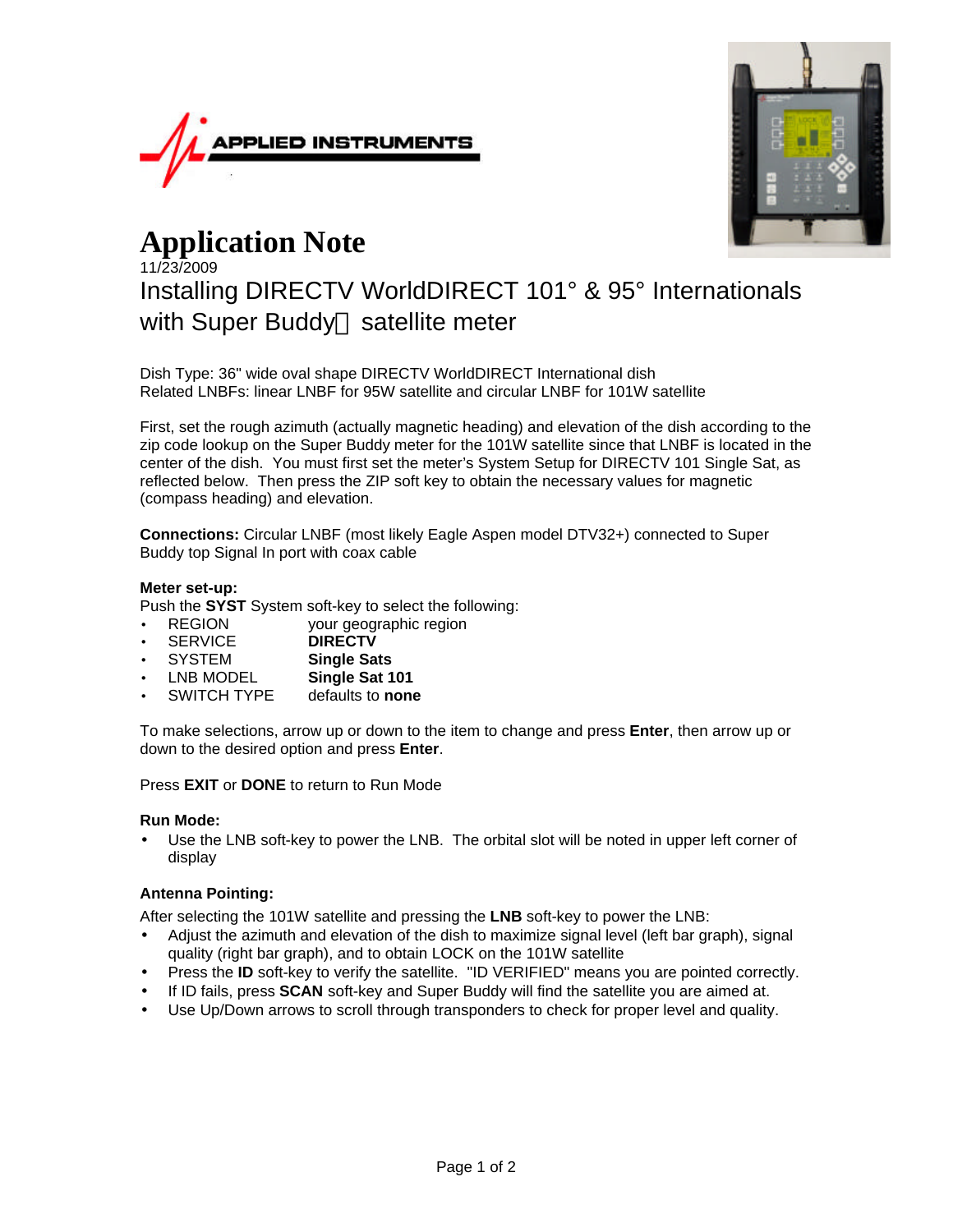APPLIED INSTRUMENTS

# Application Note

11/23/2009

## Installing DIRECTV WorldDIRECT 101° & 95° Internationals with Super Buddy satellite meter

Dish Type: 36" wide oval shape DIRECTV WorldDIRECT International dish
Related LNBFs: linear LNBF for 95W satellite and circular LNBF for 101W satellite

First, set the rough azimuth (actually magnetic heading) and elevation of the dish according to the zip code lookup on the Super Buddy meter for the 101W satellite since that LNBF is located in the center of the dish. You must first set the meter's System Setup for DIRECTV 101 Single Sat, as reflected below. Then press the ZIP soft key to obtain the necessary values for magnetic (compass heading) and elevation.

**Connections:** Circular LNBF (most likely Eagle Aspen model DTV32+) connected to Super Buddy top Signal In port with coax cable

**Meter set-up:**

Push the **SYST** System soft-key to select the following:

- REGION your geographic region
- SERVICE **DIRECTV**
- SYSTEM **Single Sats**
- LNB MODEL **Single Sat 101**
- SWITCH TYPE defaults to **none**

To make selections, arrow up or down to the item to change and press **Enter**, then arrow up or down to the desired option and press **Enter**.

Press **EXIT** or **DONE** to return to Run Mode

**Run Mode:**

- Use the LNB soft-key to power the LNB. The orbital slot will be noted in upper left corner of display

**Antenna Pointing:**

After selecting the 101W satellite and pressing the **LNB** soft-key to power the LNB:

- Adjust the azimuth and elevation of the dish to maximize signal level (left bar graph), signal quality (right bar graph), and to obtain LOCK on the 101W satellite
- Press the **ID** soft-key to verify the satellite. "ID VERIFIED" means you are pointed correctly.
- If ID fails, press **SCAN** soft-key and Super Buddy will find the satellite you are aimed at.
- Use Up/Down arrows to scroll through transponders to check for proper level and quality.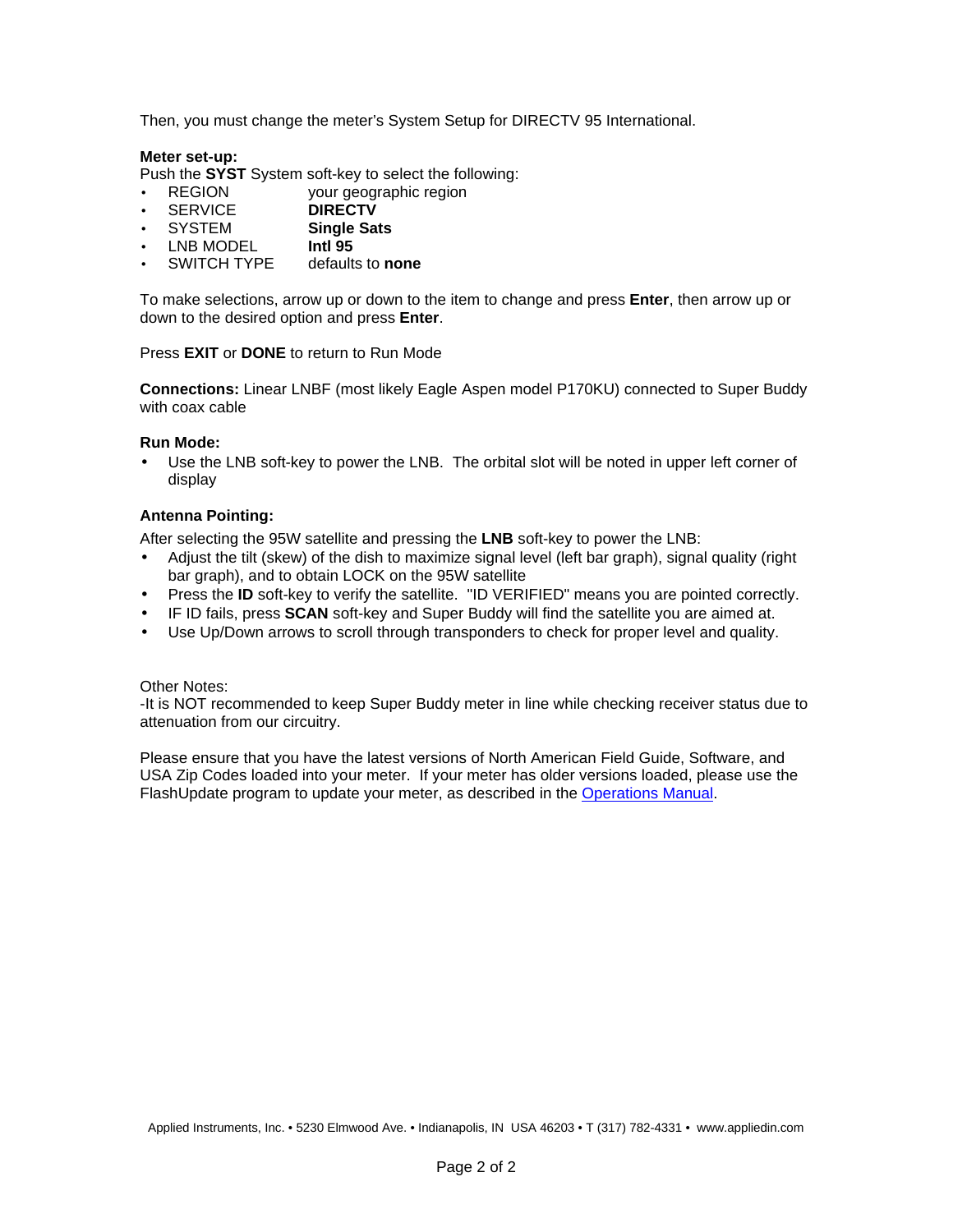Then, you must change the meter's System Setup for DIRECTV 95 International.

**Meter set-up:**
Push the **SYST** System soft-key to select the following:

- REGION your geographic region
- SERVICE **DIRECTV**
- SYSTEM **Single Sats**
- LNB MODEL **Intl 95**
- SWITCH TYPE defaults to **none**

To make selections, arrow up or down to the item to change and press **Enter**, then arrow up or down to the desired option and press **Enter**.

Press **EXIT** or **DONE** to return to Run Mode

**Connections:** Linear LNBF (most likely Eagle Aspen model P170KU) connected to Super Buddy with coax cable

**Run Mode:**

- Use the LNB soft-key to power the LNB. The orbital slot will be noted in upper left corner of display

**Antenna Pointing:**

After selecting the 95W satellite and pressing the **LNB** soft-key to power the LNB:

- Adjust the tilt (skew) of the dish to maximize signal level (left bar graph), signal quality (right bar graph), and to obtain LOCK on the 95W satellite
- Press the **ID** soft-key to verify the satellite. "ID VERIFIED" means you are pointed correctly.
- IF ID fails, press **SCAN** soft-key and Super Buddy will find the satellite you are aimed at.
- Use Up/Down arrows to scroll through transponders to check for proper level and quality.

Other Notes:
-It is NOT recommended to keep Super Buddy meter in line while checking receiver status due to attenuation from our circuitry.

Please ensure that you have the latest versions of North American Field Guide, Software, and USA Zip Codes loaded into your meter. If your meter has older versions loaded, please use the FlashUpdate program to update your meter, as described in the Operations Manual.

Applied Instruments, Inc. • 5230 Elmwood Ave. • Indianapolis, IN USA 46203 • T (317) 782-4331 • www.appliedin.com